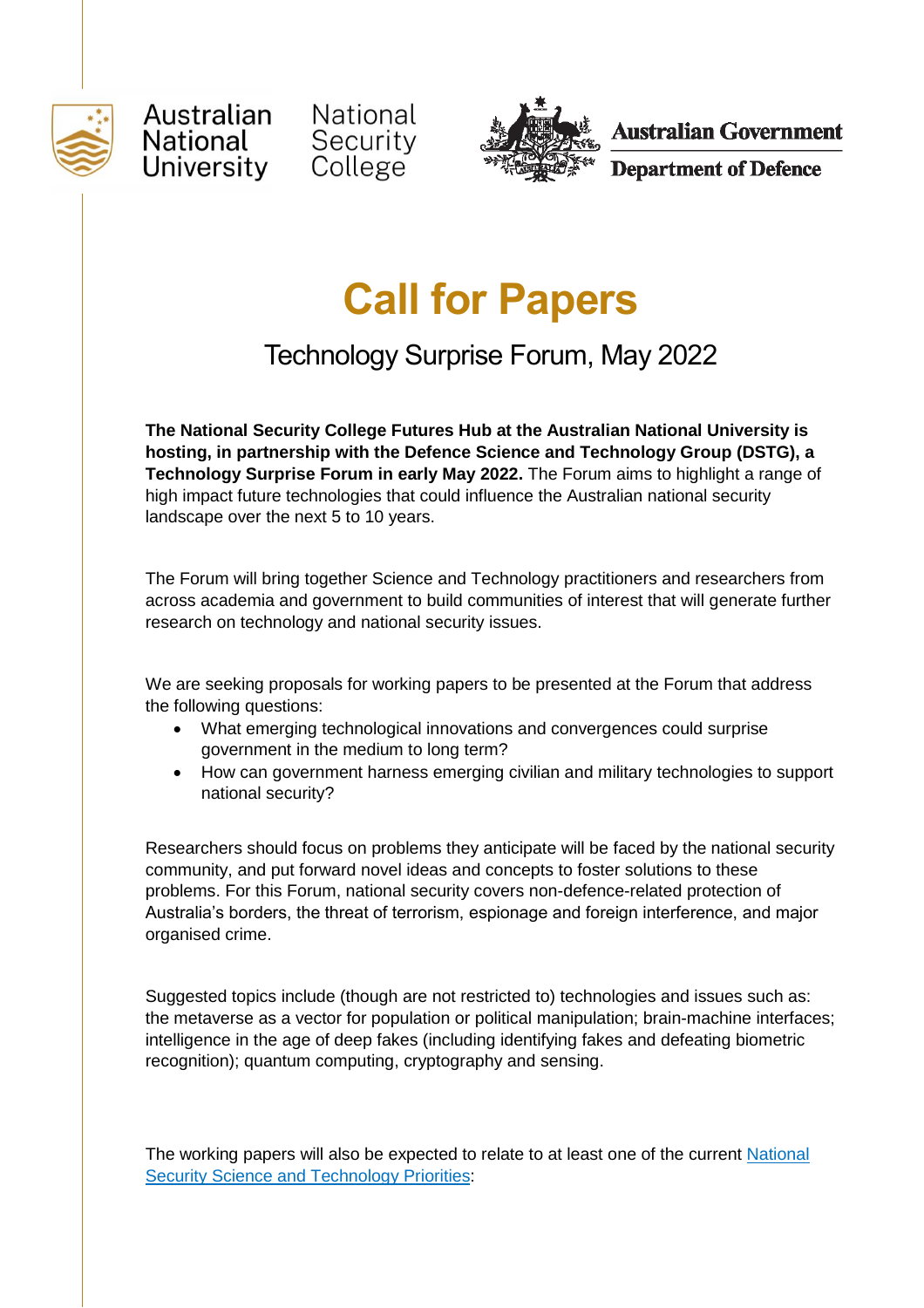Australian National University National Security College

Australian Government Department of Defence

# Call for Papers

## Technology Surprise Forum, May 2022

**The National Security College Futures Hub at the Australian National University is hosting, in partnership with the Defence Science and Technology Group (DSTG), a Technology Surprise Forum in early May 2022.** The Forum aims to highlight a range of high impact future technologies that could influence the Australian national security landscape over the next 5 to 10 years.

The Forum will bring together Science and Technology practitioners and researchers from across academia and government to build communities of interest that will generate further research on technology and national security issues.

We are seeking proposals for working papers to be presented at the Forum that address the following questions:

- What emerging technological innovations and convergences could surprise government in the medium to long term?
- How can government harness emerging civilian and military technologies to support national security?

Researchers should focus on problems they anticipate will be faced by the national security community, and put forward novel ideas and concepts to foster solutions to these problems. For this Forum, national security covers non-defence-related protection of Australia's borders, the threat of terrorism, espionage and foreign interference, and major organised crime.

Suggested topics include (though are not restricted to) technologies and issues such as: the metaverse as a vector for population or political manipulation; brain-machine interfaces; intelligence in the age of deep fakes (including identifying fakes and defeating biometric recognition); quantum computing, cryptography and sensing.

The working papers will also be expected to relate to at least one of the current National Security Science and Technology Priorities: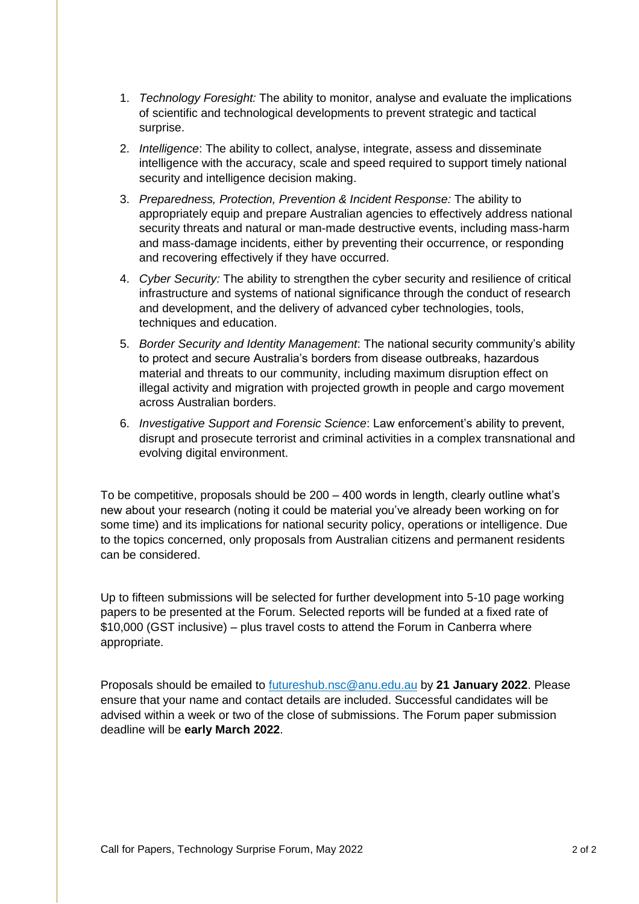1. *Technology Foresight:* The ability to monitor, analyse and evaluate the implications of scientific and technological developments to prevent strategic and tactical surprise.
2. *Intelligence*: The ability to collect, analyse, integrate, assess and disseminate intelligence with the accuracy, scale and speed required to support timely national security and intelligence decision making.
3. *Preparedness, Protection, Prevention & Incident Response:* The ability to appropriately equip and prepare Australian agencies to effectively address national security threats and natural or man-made destructive events, including mass-harm and mass-damage incidents, either by preventing their occurrence, or responding and recovering effectively if they have occurred.
4. *Cyber Security:* The ability to strengthen the cyber security and resilience of critical infrastructure and systems of national significance through the conduct of research and development, and the delivery of advanced cyber technologies, tools, techniques and education.
5. *Border Security and Identity Management*: The national security community's ability to protect and secure Australia's borders from disease outbreaks, hazardous material and threats to our community, including maximum disruption effect on illegal activity and migration with projected growth in people and cargo movement across Australian borders.
6. *Investigative Support and Forensic Science*: Law enforcement's ability to prevent, disrupt and prosecute terrorist and criminal activities in a complex transnational and evolving digital environment.

To be competitive, proposals should be 200 – 400 words in length, clearly outline what's new about your research (noting it could be material you've already been working on for some time) and its implications for national security policy, operations or intelligence. Due to the topics concerned, only proposals from Australian citizens and permanent residents can be considered.

Up to fifteen submissions will be selected for further development into 5-10 page working papers to be presented at the Forum. Selected reports will be funded at a fixed rate of $10,000 (GST inclusive) – plus travel costs to attend the Forum in Canberra where appropriate.

Proposals should be emailed to [futureshub.nsc@anu.edu.au](mailto:futureshub.nsc@anu.edu.au) by **21 January 2022**. Please ensure that your name and contact details are included. Successful candidates will be advised within a week or two of the close of submissions. The Forum paper submission deadline will be **early March 2022**.